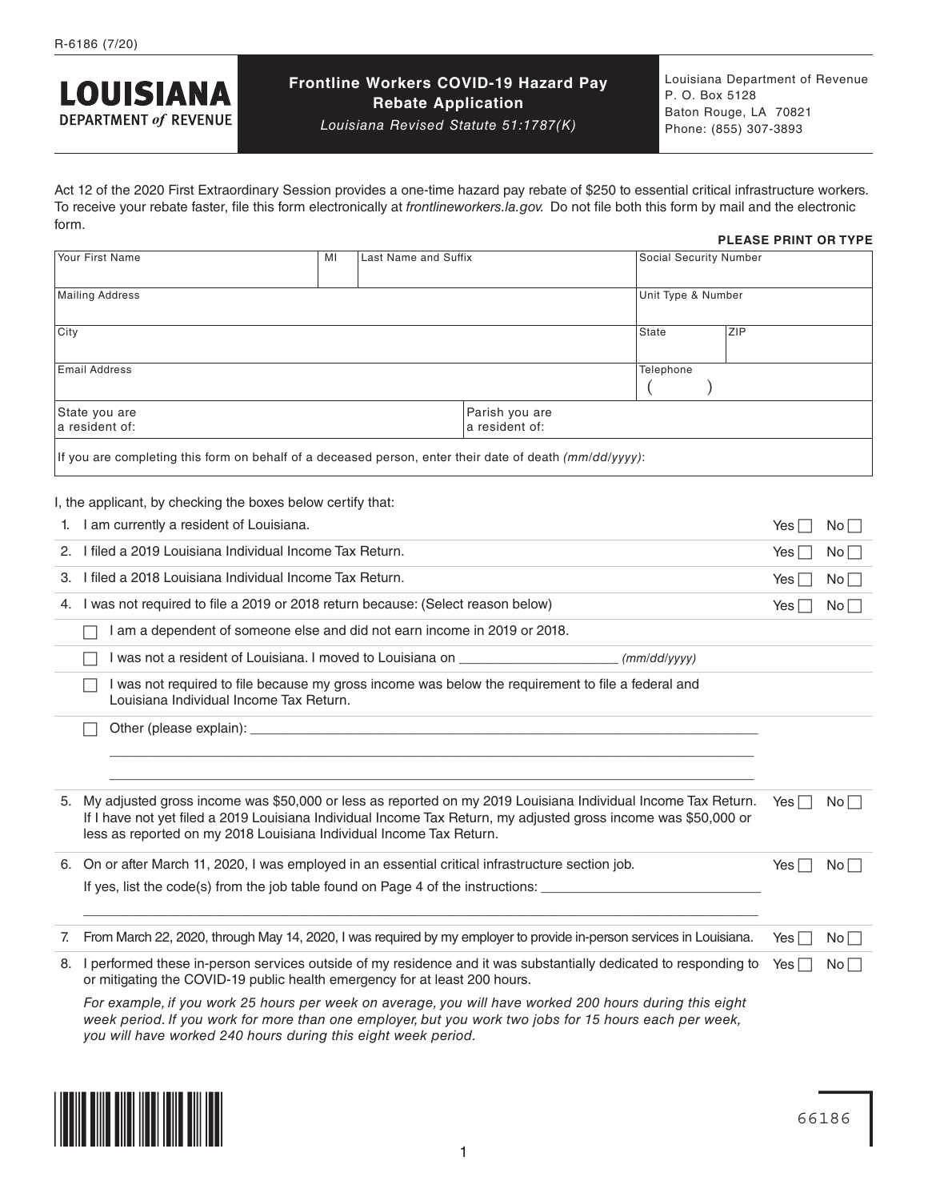R-6186 (7/20)

# LOUISIANA DEPARTMENT of REVENUE

## Frontline Workers COVID-19 Hazard Pay Rebate Application

*Louisiana Revised Statute 51:1787(K)*

Louisiana Department of Revenue
P. O. Box 5128
Baton Rouge, LA 70821
Phone: (855) 307-3893

Act 12 of the 2020 First Extraordinary Session provides a one-time hazard pay rebate of $250 to essential critical infrastructure workers. To receive your rebate faster, file this form electronically at *frontlineworkers.la.gov.* Do not file both this form by mail and the electronic form.

**PLEASE PRINT OR TYPE**

| Your First Name | MI | Last Name and Suffix | Social Security Number |
|---|---|---|---|
| | | | |

| Mailing Address | Unit Type & Number |
|---|---|
| | |

| City | State | ZIP |
|---|---|---|
| | | |

| Email Address | Telephone ( ) |
|---|---|
| | |

| State you are a resident of: | Parish you are a resident of: |
|---|---|
| | |

If you are completing this form on behalf of a deceased person, enter their date of death *(mm/dd/yyyy)*:

I, the applicant, by checking the boxes below certify that:

1. I am currently a resident of Louisiana. Yes ☐ No ☐
2. I filed a 2019 Louisiana Individual Income Tax Return. Yes ☐ No ☐
3. I filed a 2018 Louisiana Individual Income Tax Return. Yes ☐ No ☐
4. I was not required to file a 2019 or 2018 return because: (Select reason below) Yes ☐ No ☐
   - ☐ I am a dependent of someone else and did not earn income in 2019 or 2018.
   - ☐ I was not a resident of Louisiana. I moved to Louisiana on ____________________ *(mm/dd/yyyy)*
   - ☐ I was not required to file because my gross income was below the requirement to file a federal and Louisiana Individual Income Tax Return.
   - ☐ Other (please explain): ____________________
5. My adjusted gross income was $50,000 or less as reported on my 2019 Louisiana Individual Income Tax Return. If I have not yet filed a 2019 Louisiana Individual Income Tax Return, my adjusted gross income was $50,000 or less as reported on my 2018 Louisiana Individual Income Tax Return. Yes ☐ No ☐
6. On or after March 11, 2020, I was employed in an essential critical infrastructure section job. Yes ☐ No ☐

   If yes, list the code(s) from the job table found on Page 4 of the instructions: ____________________
7. From March 22, 2020, through May 14, 2020, I was required by my employer to provide in-person services in Louisiana. Yes ☐ No ☐
8. I performed these in-person services outside of my residence and it was substantially dedicated to responding to or mitigating the COVID-19 public health emergency for at least 200 hours. Yes ☐ No ☐

   *For example, if you work 25 hours per week on average, you will have worked 200 hours during this eight week period. If you work for more than one employer, but you work two jobs for 15 hours each per week, you will have worked 240 hours during this eight week period.*

66186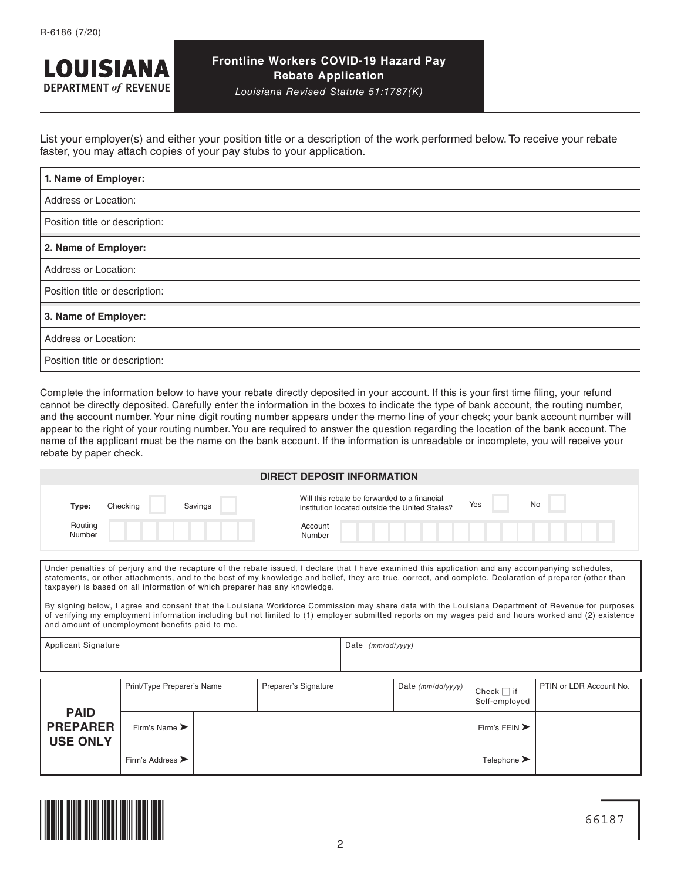R-6186 (7/20)

**LOUISIANA**
**DEPARTMENT *of* REVENUE**

## Frontline Workers COVID-19 Hazard Pay Rebate Application

*Louisiana Revised Statute 51:1787(K)*

List your employer(s) and either your position title or a description of the work performed below. To receive your rebate faster, you may attach copies of your pay stubs to your application.

| **1. Name of Employer:** |
|---|
| Address or Location: |
| Position title or description: |
| **2. Name of Employer:** |
| Address or Location: |
| Position title or description: |
| **3. Name of Employer:** |
| Address or Location: |
| Position title or description: |

Complete the information below to have your rebate directly deposited in your account. If this is your first time filing, your refund cannot be directly deposited. Carefully enter the information in the boxes to indicate the type of bank account, the routing number, and the account number. Your nine digit routing number appears under the memo line of your check; your bank account number will appear to the right of your routing number. You are required to answer the question regarding the location of the bank account. The name of the applicant must be the name on the bank account. If the information is unreadable or incomplete, you will receive your rebate by paper check.

**DIRECT DEPOSIT INFORMATION**

| | |
|---|---|
| **Type:** Checking ☐ Savings ☐ | Will this rebate be forwarded to a financial institution located outside the United States? Yes ☐ No ☐ |
| Routing Number | Account Number |

Under penalties of perjury and the recapture of the rebate issued, I declare that I have examined this application and any accompanying schedules, statements, or other attachments, and to the best of my knowledge and belief, they are true, correct, and complete. Declaration of preparer (other than taxpayer) is based on all information of which preparer has any knowledge.

By signing below, I agree and consent that the Louisiana Workforce Commission may share data with the Louisiana Department of Revenue for purposes of verifying my employment information including but not limited to (1) employer submitted reports on my wages paid and hours worked and (2) existence and amount of unemployment benefits paid to me.

| Applicant Signature | Date *(mm/dd/yyyy)* |
|---|---|
| | |

| **PAID PREPARER USE ONLY** | Print/Type Preparer's Name | Preparer's Signature | Date *(mm/dd/yyyy)* | Check ☐ if Self-employed | PTIN or LDR Account No. |
|---|---|---|---|---|---|
| | Firm's Name ➤ | | | Firm's FEIN ➤ | |
| | Firm's Address ➤ | | | Telephone ➤ | |

66187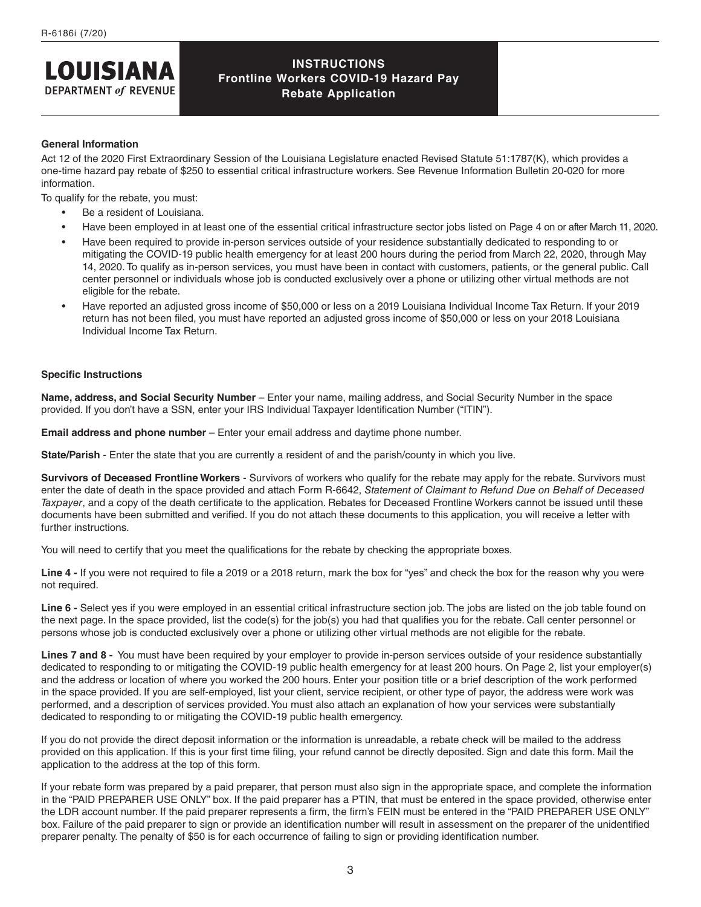# LOUISIANA DEPARTMENT *of* REVENUE

## INSTRUCTIONS
## Frontline Workers COVID-19 Hazard Pay Rebate Application

**General Information**

Act 12 of the 2020 First Extraordinary Session of the Louisiana Legislature enacted Revised Statute 51:1787(K), which provides a one-time hazard pay rebate of $250 to essential critical infrastructure workers. See Revenue Information Bulletin 20-020 for more information.

To qualify for the rebate, you must:

- Be a resident of Louisiana.
- Have been employed in at least one of the essential critical infrastructure sector jobs listed on Page 4 on or after March 11, 2020.
- Have been required to provide in-person services outside of your residence substantially dedicated to responding to or mitigating the COVID-19 public health emergency for at least 200 hours during the period from March 22, 2020, through May 14, 2020. To qualify as in-person services, you must have been in contact with customers, patients, or the general public. Call center personnel or individuals whose job is conducted exclusively over a phone or utilizing other virtual methods are not eligible for the rebate.
- Have reported an adjusted gross income of $50,000 or less on a 2019 Louisiana Individual Income Tax Return. If your 2019 return has not been filed, you must have reported an adjusted gross income of $50,000 or less on your 2018 Louisiana Individual Income Tax Return.

**Specific Instructions**

**Name, address, and Social Security Number** – Enter your name, mailing address, and Social Security Number in the space provided. If you don't have a SSN, enter your IRS Individual Taxpayer Identification Number ("ITIN").

**Email address and phone number** – Enter your email address and daytime phone number.

**State/Parish** - Enter the state that you are currently a resident of and the parish/county in which you live.

**Survivors of Deceased Frontline Workers** - Survivors of workers who qualify for the rebate may apply for the rebate. Survivors must enter the date of death in the space provided and attach Form R-6642, *Statement of Claimant to Refund Due on Behalf of Deceased Taxpayer*, and a copy of the death certificate to the application. Rebates for Deceased Frontline Workers cannot be issued until these documents have been submitted and verified. If you do not attach these documents to this application, you will receive a letter with further instructions.

You will need to certify that you meet the qualifications for the rebate by checking the appropriate boxes.

**Line 4 -** If you were not required to file a 2019 or a 2018 return, mark the box for "yes" and check the box for the reason why you were not required.

**Line 6 -** Select yes if you were employed in an essential critical infrastructure section job. The jobs are listed on the job table found on the next page. In the space provided, list the code(s) for the job(s) you had that qualifies you for the rebate. Call center personnel or persons whose job is conducted exclusively over a phone or utilizing other virtual methods are not eligible for the rebate.

**Lines 7 and 8 -** You must have been required by your employer to provide in-person services outside of your residence substantially dedicated to responding to or mitigating the COVID-19 public health emergency for at least 200 hours. On Page 2, list your employer(s) and the address or location of where you worked the 200 hours. Enter your position title or a brief description of the work performed in the space provided. If you are self-employed, list your client, service recipient, or other type of payor, the address were work was performed, and a description of services provided. You must also attach an explanation of how your services were substantially dedicated to responding to or mitigating the COVID-19 public health emergency.

If you do not provide the direct deposit information or the information is unreadable, a rebate check will be mailed to the address provided on this application. If this is your first time filing, your refund cannot be directly deposited. Sign and date this form. Mail the application to the address at the top of this form.

If your rebate form was prepared by a paid preparer, that person must also sign in the appropriate space, and complete the information in the "PAID PREPARER USE ONLY" box. If the paid preparer has a PTIN, that must be entered in the space provided, otherwise enter the LDR account number. If the paid preparer represents a firm, the firm's FEIN must be entered in the "PAID PREPARER USE ONLY" box. Failure of the paid preparer to sign or provide an identification number will result in assessment on the preparer of the unidentified preparer penalty. The penalty of $50 is for each occurrence of failing to sign or providing identification number.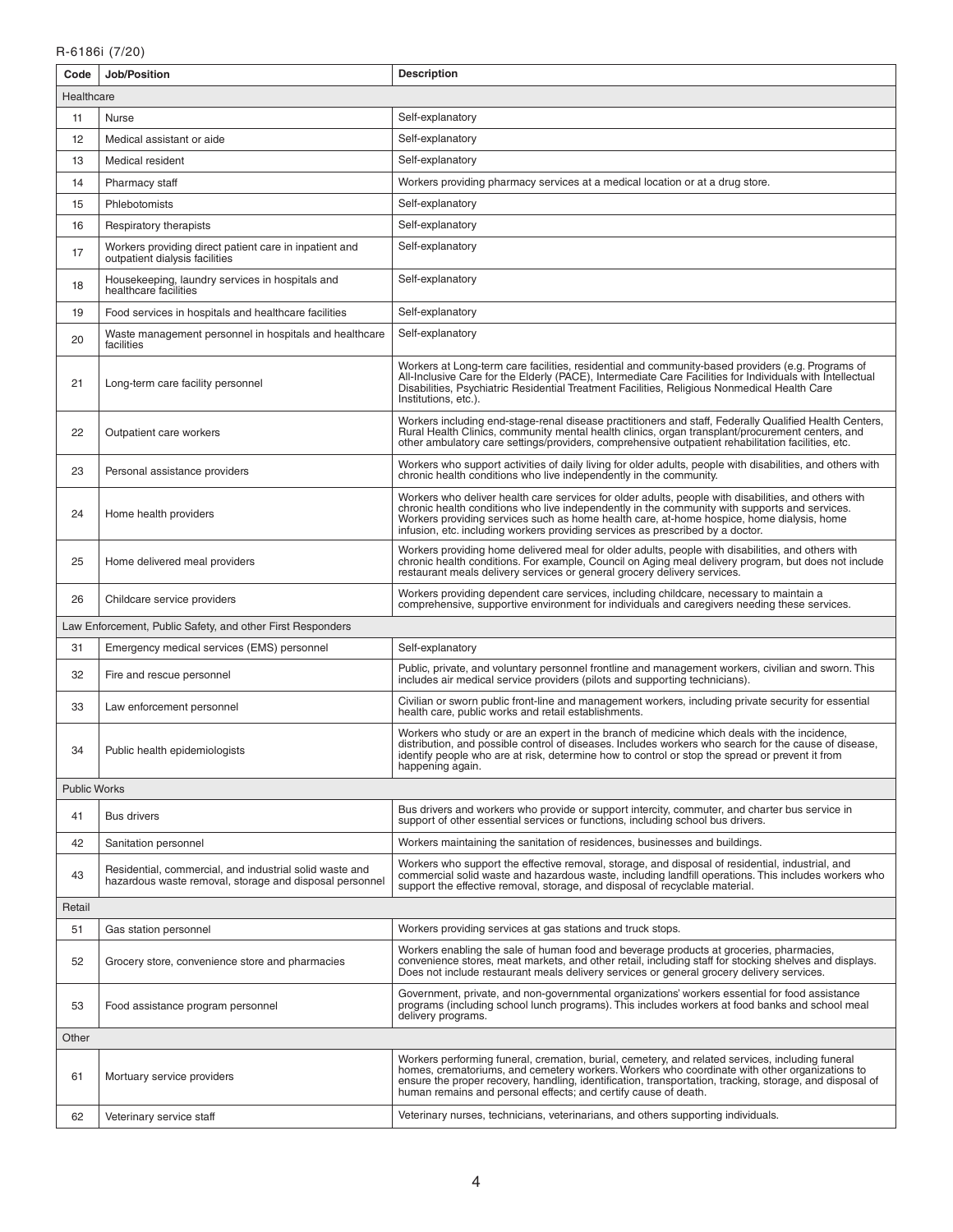R-6186i (7/20)

| Code | Job/Position | Description |
|---|---|---|
| Healthcare | | |
| 11 | Nurse | Self-explanatory |
| 12 | Medical assistant or aide | Self-explanatory |
| 13 | Medical resident | Self-explanatory |
| 14 | Pharmacy staff | Workers providing pharmacy services at a medical location or at a drug store. |
| 15 | Phlebotomists | Self-explanatory |
| 16 | Respiratory therapists | Self-explanatory |
| 17 | Workers providing direct patient care in inpatient and outpatient dialysis facilities | Self-explanatory |
| 18 | Housekeeping, laundry services in hospitals and healthcare facilities | Self-explanatory |
| 19 | Food services in hospitals and healthcare facilities | Self-explanatory |
| 20 | Waste management personnel in hospitals and healthcare facilities | Self-explanatory |
| 21 | Long-term care facility personnel | Workers at Long-term care facilities, residential and community-based providers (e.g. Programs of All-Inclusive Care for the Elderly (PACE), Intermediate Care Facilities for Individuals with Intellectual Disabilities, Psychiatric Residential Treatment Facilities, Religious Nonmedical Health Care Institutions, etc.). |
| 22 | Outpatient care workers | Workers including end-stage-renal disease practitioners and staff, Federally Qualified Health Centers, Rural Health Clinics, community mental health clinics, organ transplant/procurement centers, and other ambulatory care settings/providers, comprehensive outpatient rehabilitation facilities, etc. |
| 23 | Personal assistance providers | Workers who support activities of daily living for older adults, people with disabilities, and others with chronic health conditions who live independently in the community. |
| 24 | Home health providers | Workers who deliver health care services for older adults, people with disabilities, and others with chronic health conditions who live independently in the community with supports and services. Workers providing services such as home health care, at-home hospice, home dialysis, home infusion, etc. including workers providing services as prescribed by a doctor. |
| 25 | Home delivered meal providers | Workers providing home delivered meal for older adults, people with disabilities, and others with chronic health conditions. For example, Council on Aging meal delivery program, but does not include restaurant meals delivery services or general grocery delivery services. |
| 26 | Childcare service providers | Workers providing dependent care services, including childcare, necessary to maintain a comprehensive, supportive environment for individuals and caregivers needing these services. |
| Law Enforcement, Public Safety, and other First Responders | | |
| 31 | Emergency medical services (EMS) personnel | Self-explanatory |
| 32 | Fire and rescue personnel | Public, private, and voluntary personnel frontline and management workers, civilian and sworn. This includes air medical service providers (pilots and supporting technicians). |
| 33 | Law enforcement personnel | Civilian or sworn public front-line and management workers, including private security for essential health care, public works and retail establishments. |
| 34 | Public health epidemiologists | Workers who study or are an expert in the branch of medicine which deals with the incidence, distribution, and possible control of diseases. Includes workers who search for the cause of disease, identify people who are at risk, determine how to control or stop the spread or prevent it from happening again. |
| Public Works | | |
| 41 | Bus drivers | Bus drivers and workers who provide or support intercity, commuter, and charter bus service in support of other essential services or functions, including school bus drivers. |
| 42 | Sanitation personnel | Workers maintaining the sanitation of residences, businesses and buildings. |
| 43 | Residential, commercial, and industrial solid waste and hazardous waste removal, storage and disposal personnel | Workers who support the effective removal, storage, and disposal of residential, industrial, and commercial solid waste and hazardous waste, including landfill operations. This includes workers who support the effective removal, storage, and disposal of recyclable material. |
| Retail | | |
| 51 | Gas station personnel | Workers providing services at gas stations and truck stops. |
| 52 | Grocery store, convenience store and pharmacies | Workers enabling the sale of human food and beverage products at groceries, pharmacies, convenience stores, meat markets, and other retail, including staff for stocking shelves and displays. Does not include restaurant meals delivery services or general grocery delivery services. |
| 53 | Food assistance program personnel | Government, private, and non-governmental organizations' workers essential for food assistance programs (including school lunch programs). This includes workers at food banks and school meal delivery programs. |
| Other | | |
| 61 | Mortuary service providers | Workers performing funeral, cremation, burial, cemetery, and related services, including funeral homes, crematoriums, and cemetery workers. Workers who coordinate with other organizations to ensure the proper recovery, handling, identification, transportation, tracking, storage, and disposal of human remains and personal effects; and certify cause of death. |
| 62 | Veterinary service staff | Veterinary nurses, technicians, veterinarians, and others supporting individuals. |